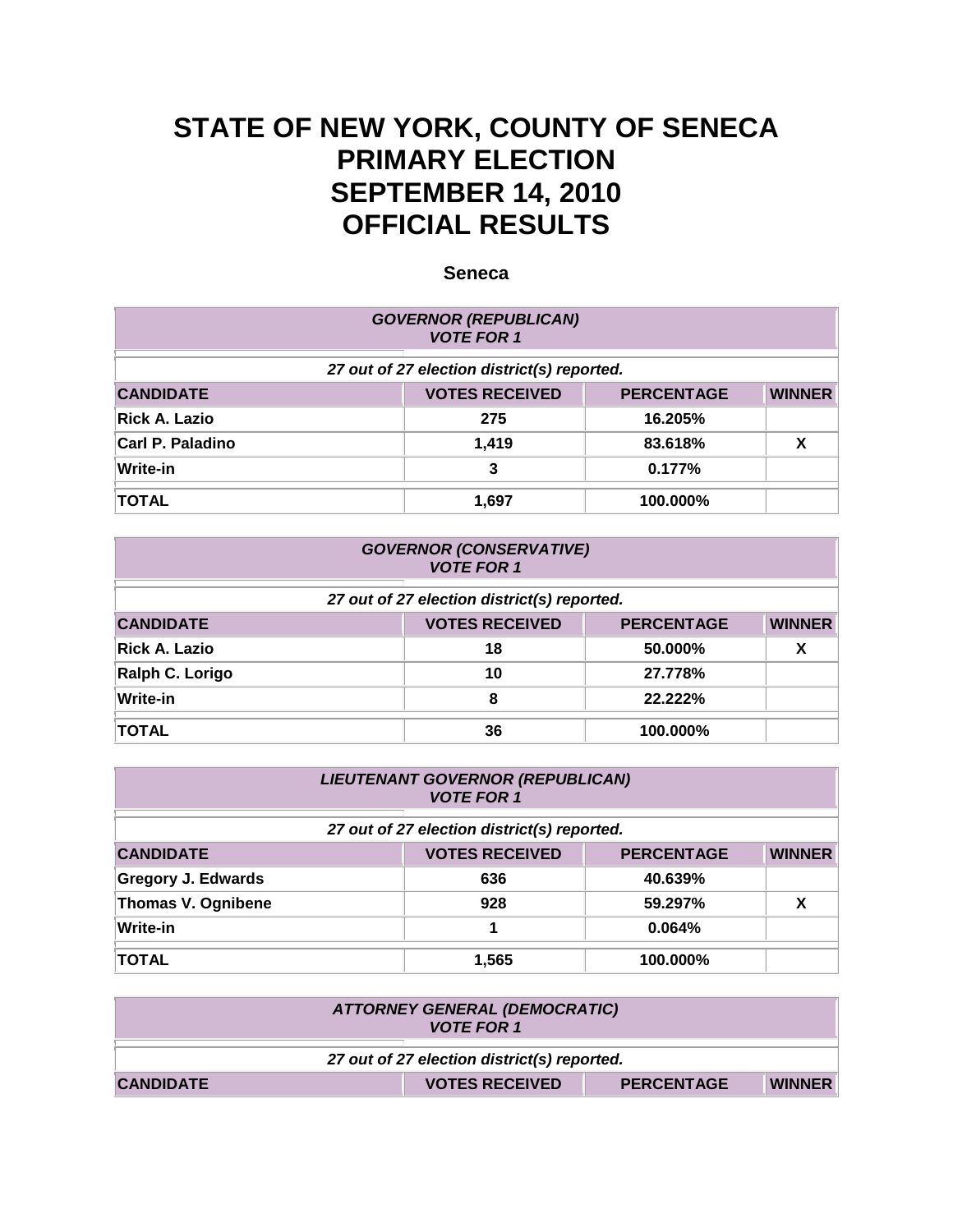# STATE OF NEW YORK, COUNTY OF SENECA
# PRIMARY ELECTION
# SEPTEMBER 14, 2010
# OFFICIAL RESULTS

**Seneca**

***GOVERNOR (REPUBLICAN)***
***VOTE FOR 1***

*27 out of 27 election district(s) reported.*

| CANDIDATE | VOTES RECEIVED | PERCENTAGE | WINNER |
|---|---|---|---|
| Rick A. Lazio | 275 | 16.205% | |
| Carl P. Paladino | 1,419 | 83.618% | X |
| Write-in | 3 | 0.177% | |
| TOTAL | 1,697 | 100.000% | |

***GOVERNOR (CONSERVATIVE)***
***VOTE FOR 1***

*27 out of 27 election district(s) reported.*

| CANDIDATE | VOTES RECEIVED | PERCENTAGE | WINNER |
|---|---|---|---|
| Rick A. Lazio | 18 | 50.000% | X |
| Ralph C. Lorigo | 10 | 27.778% | |
| Write-in | 8 | 22.222% | |
| TOTAL | 36 | 100.000% | |

***LIEUTENANT GOVERNOR (REPUBLICAN)***
***VOTE FOR 1***

*27 out of 27 election district(s) reported.*

| CANDIDATE | VOTES RECEIVED | PERCENTAGE | WINNER |
|---|---|---|---|
| Gregory J. Edwards | 636 | 40.639% | |
| Thomas V. Ognibene | 928 | 59.297% | X |
| Write-in | 1 | 0.064% | |
| TOTAL | 1,565 | 100.000% | |

***ATTORNEY GENERAL (DEMOCRATIC)***
***VOTE FOR 1***

*27 out of 27 election district(s) reported.*

| CANDIDATE | VOTES RECEIVED | PERCENTAGE | WINNER |
|---|---|---|---|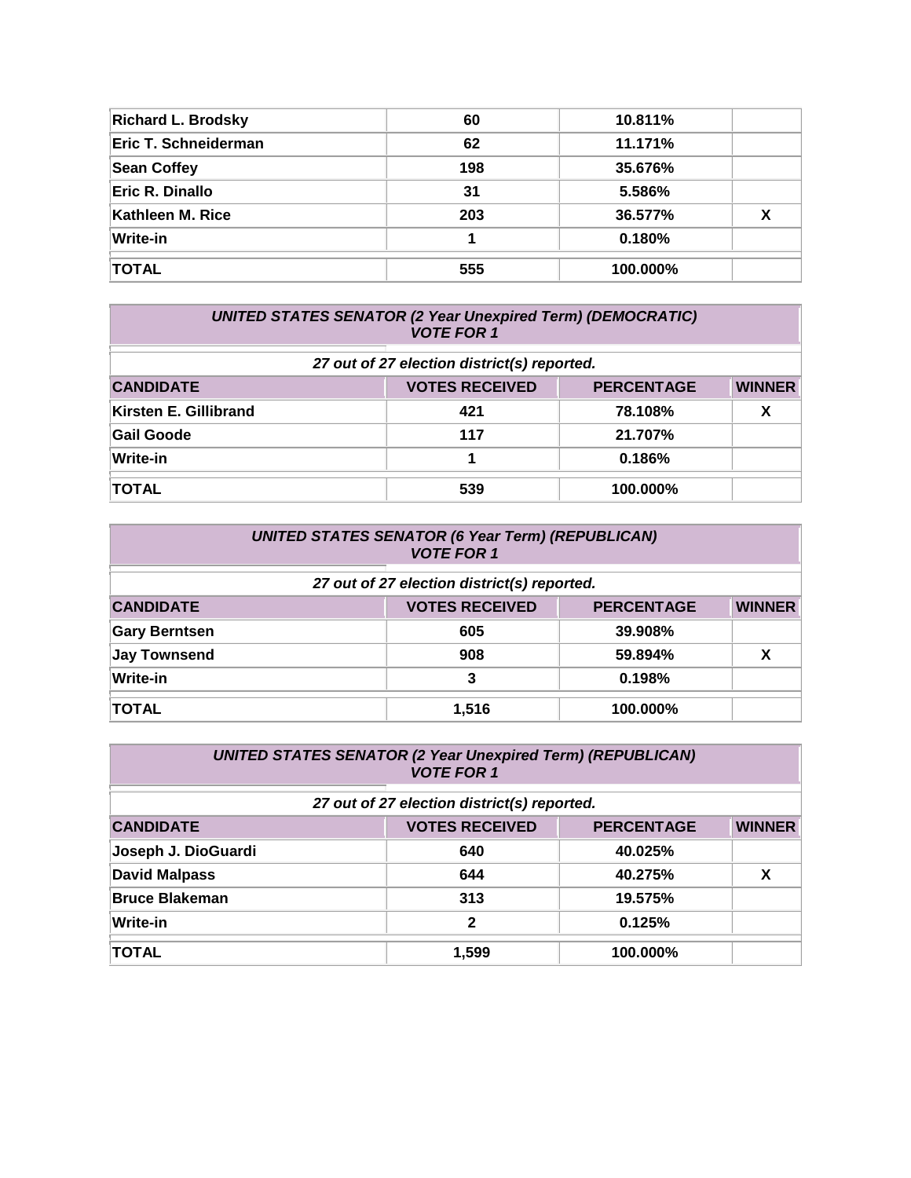| | | | |
|---|---|---|---|
| Richard L. Brodsky | 60 | 10.811% | |
| Eric T. Schneiderman | 62 | 11.171% | |
| Sean Coffey | 198 | 35.676% | |
| Eric R. Dinallo | 31 | 5.586% | |
| Kathleen M. Rice | 203 | 36.577% | X |
| Write-in | 1 | 0.180% | |
| TOTAL | 555 | 100.000% | |

***UNITED STATES SENATOR (2 Year Unexpired Term) (DEMOCRATIC)***
***VOTE FOR 1***

*27 out of 27 election district(s) reported.*

| CANDIDATE | VOTES RECEIVED | PERCENTAGE | WINNER |
|---|---|---|---|
| Kirsten E. Gillibrand | 421 | 78.108% | X |
| Gail Goode | 117 | 21.707% | |
| Write-in | 1 | 0.186% | |
| TOTAL | 539 | 100.000% | |

***UNITED STATES SENATOR (6 Year Term) (REPUBLICAN)***
***VOTE FOR 1***

*27 out of 27 election district(s) reported.*

| CANDIDATE | VOTES RECEIVED | PERCENTAGE | WINNER |
|---|---|---|---|
| Gary Berntsen | 605 | 39.908% | |
| Jay Townsend | 908 | 59.894% | X |
| Write-in | 3 | 0.198% | |
| TOTAL | 1,516 | 100.000% | |

***UNITED STATES SENATOR (2 Year Unexpired Term) (REPUBLICAN)***
***VOTE FOR 1***

*27 out of 27 election district(s) reported.*

| CANDIDATE | VOTES RECEIVED | PERCENTAGE | WINNER |
|---|---|---|---|
| Joseph J. DioGuardi | 640 | 40.025% | |
| David Malpass | 644 | 40.275% | X |
| Bruce Blakeman | 313 | 19.575% | |
| Write-in | 2 | 0.125% | |
| TOTAL | 1,599 | 100.000% | |